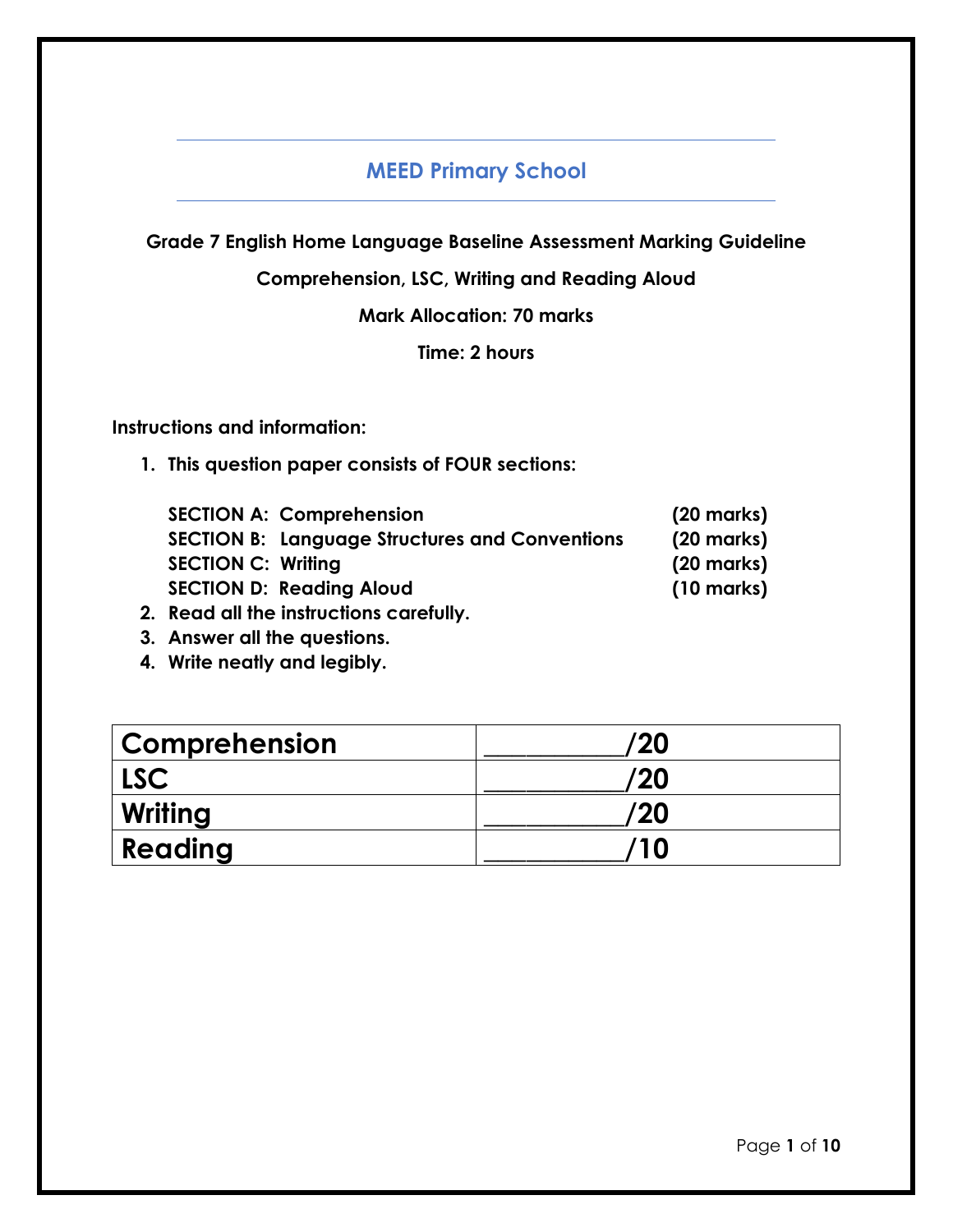# MEED Primary School

**Grade 7 English Home Language Baseline Assessment Marking Guideline**

**Comprehension, LSC, Writing and Reading Aloud**

**Mark Allocation: 70 marks**

**Time: 2 hours**

**Instructions and information:**

1. **This question paper consists of FOUR sections:**

   **SECTION A: Comprehension** **(20 marks)**
   **SECTION B: Language Structures and Conventions** **(20 marks)**
   **SECTION C: Writing** **(20 marks)**
   **SECTION D: Reading Aloud** **(10 marks)**

2. **Read all the instructions carefully.**
3. **Answer all the questions.**
4. **Write neatly and legibly.**

| | |
|---|---|
| **Comprehension** | **__________/20** |
| **LSC** | **__________/20** |
| **Writing** | **__________/20** |
| **Reading** | **__________/10** |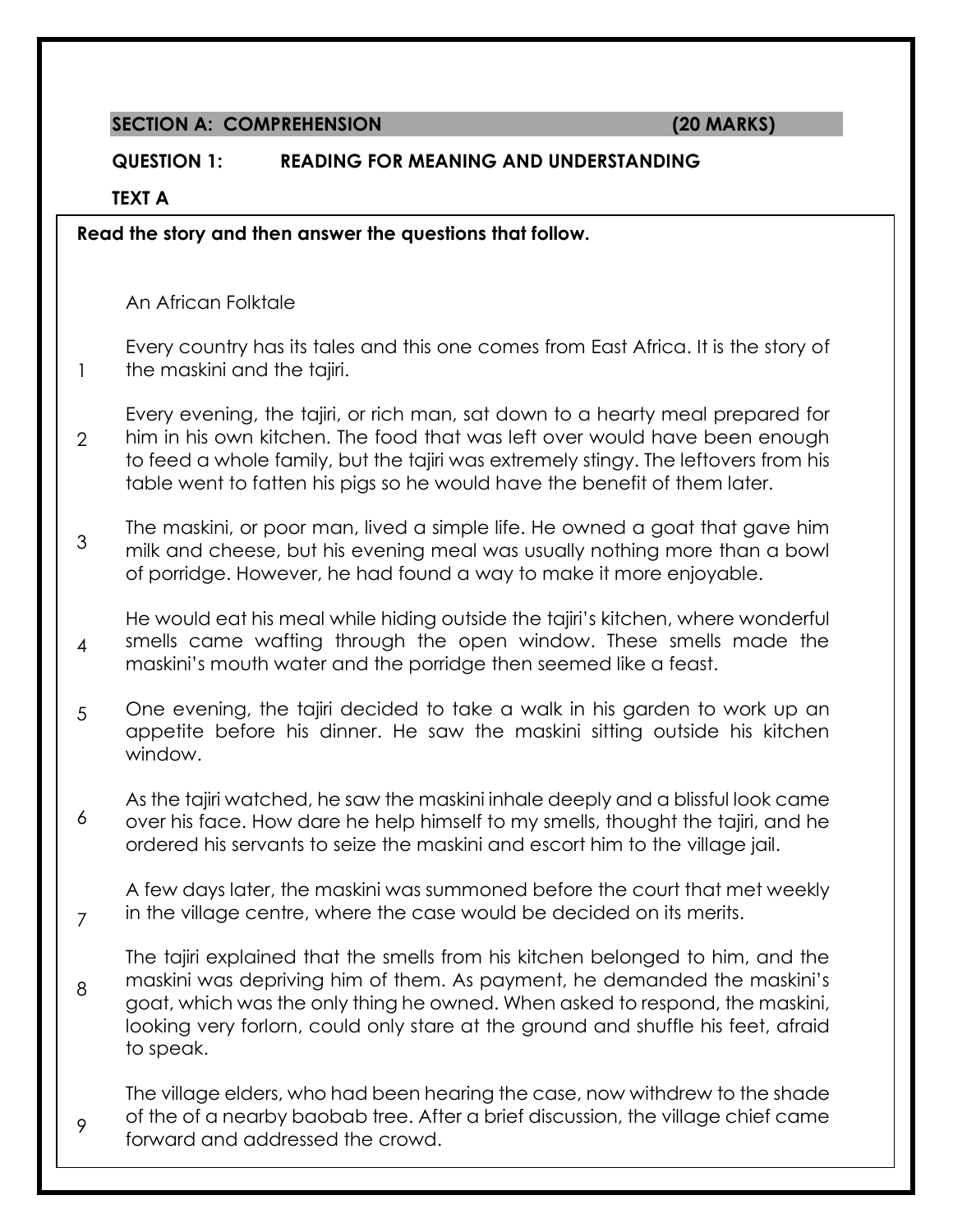## SECTION A: COMPREHENSION (20 MARKS)

### QUESTION 1: READING FOR MEANING AND UNDERSTANDING

### TEXT A

**Read the story and then answer the questions that follow.**

An African Folktale

1 Every country has its tales and this one comes from East Africa. It is the story of the maskini and the tajiri.

2 Every evening, the tajiri, or rich man, sat down to a hearty meal prepared for him in his own kitchen. The food that was left over would have been enough to feed a whole family, but the tajiri was extremely stingy. The leftovers from his table went to fatten his pigs so he would have the benefit of them later.

3 The maskini, or poor man, lived a simple life. He owned a goat that gave him milk and cheese, but his evening meal was usually nothing more than a bowl of porridge. However, he had found a way to make it more enjoyable.

4 He would eat his meal while hiding outside the tajiri's kitchen, where wonderful smells came wafting through the open window. These smells made the maskini's mouth water and the porridge then seemed like a feast.

5 One evening, the tajiri decided to take a walk in his garden to work up an appetite before his dinner. He saw the maskini sitting outside his kitchen window.

6 As the tajiri watched, he saw the maskini inhale deeply and a blissful look came over his face. How dare he help himself to my smells, thought the tajiri, and he ordered his servants to seize the maskini and escort him to the village jail.

7 A few days later, the maskini was summoned before the court that met weekly in the village centre, where the case would be decided on its merits.

8 The tajiri explained that the smells from his kitchen belonged to him, and the maskini was depriving him of them. As payment, he demanded the maskini's goat, which was the only thing he owned. When asked to respond, the maskini, looking very forlorn, could only stare at the ground and shuffle his feet, afraid to speak.

9 The village elders, who had been hearing the case, now withdrew to the shade of the of a nearby baobab tree. After a brief discussion, the village chief came forward and addressed the crowd.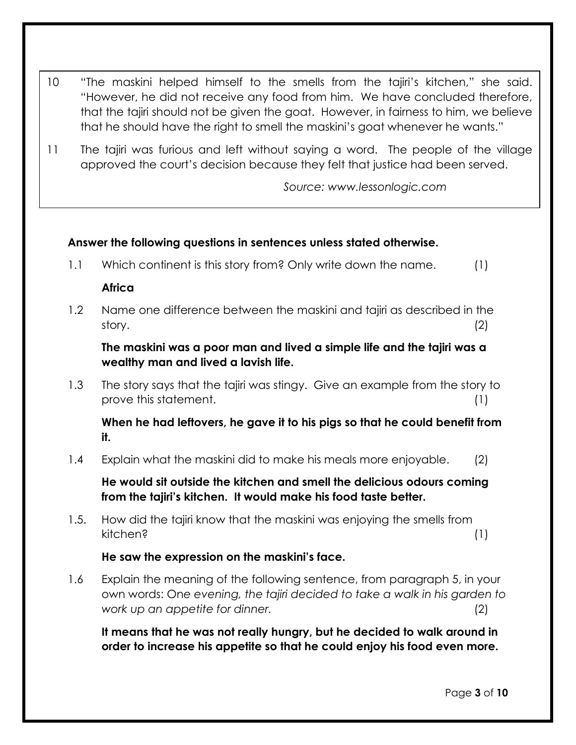10 "The maskini helped himself to the smells from the tajiri's kitchen," she said. "However, he did not receive any food from him. We have concluded therefore, that the tajiri should not be given the goat. However, in fairness to him, we believe that he should have the right to smell the maskini's goat whenever he wants."

11 The tajiri was furious and left without saying a word. The people of the village approved the court's decision because they felt that justice had been served.

*Source: www.lessonlogic.com*

**Answer the following questions in sentences unless stated otherwise.**

1.1 Which continent is this story from? Only write down the name. (1)

**Africa**

1.2 Name one difference between the maskini and tajiri as described in the story. (2)

**The maskini was a poor man and lived a simple life and the tajiri was a wealthy man and lived a lavish life.**

1.3 The story says that the tajiri was stingy. Give an example from the story to prove this statement. (1)

**When he had leftovers, he gave it to his pigs so that he could benefit from it.**

1.4 Explain what the maskini did to make his meals more enjoyable. (2)

**He would sit outside the kitchen and smell the delicious odours coming from the tajiri's kitchen. It would make his food taste better.**

1.5. How did the tajiri know that the maskini was enjoying the smells from kitchen? (1)

**He saw the expression on the maskini's face.**

1.6 Explain the meaning of the following sentence, from paragraph 5, in your own words: *One evening, the tajiri decided to take a walk in his garden to work up an appetite for dinner.* (2)

**It means that he was not really hungry, but he decided to walk around in order to increase his appetite so that he could enjoy his food even more.**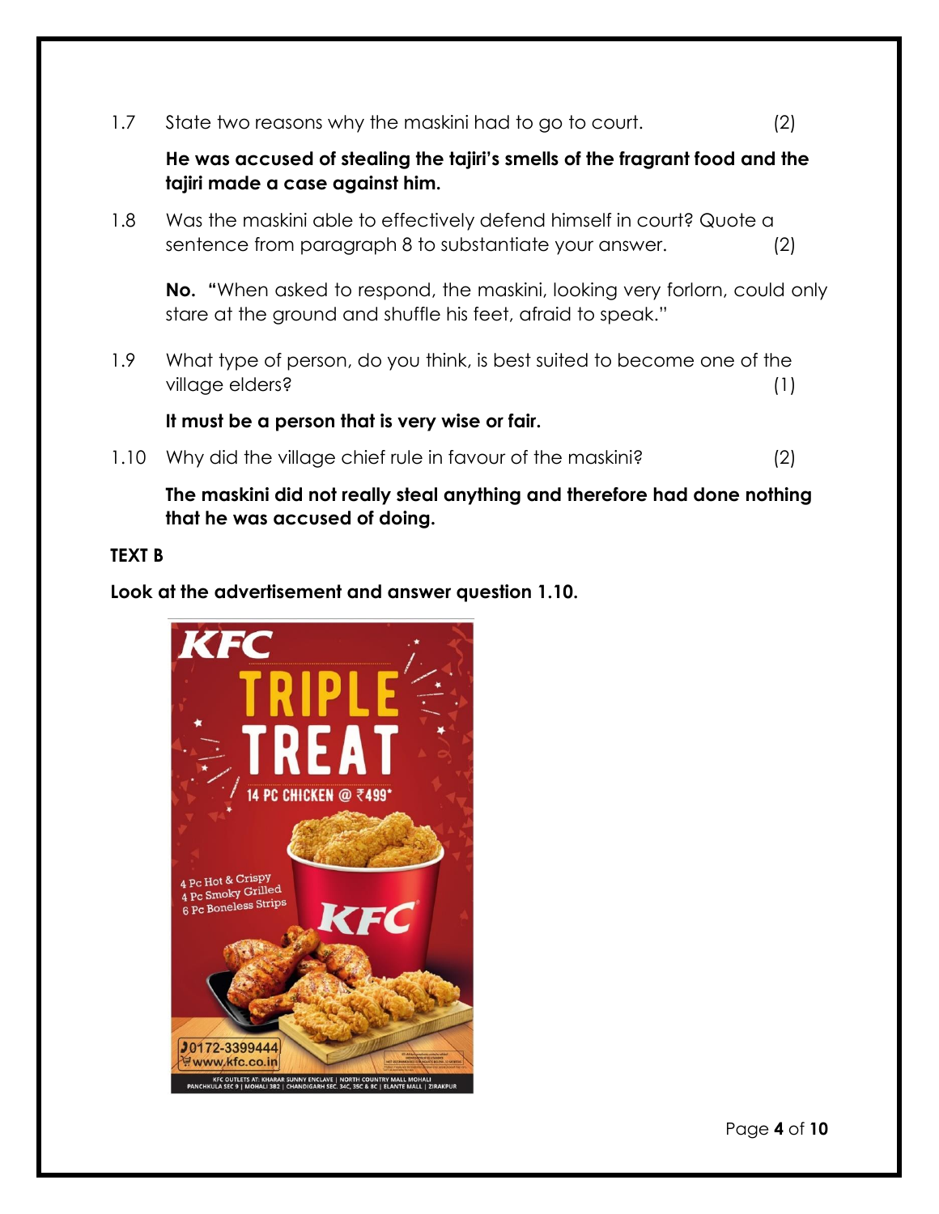1.7 State two reasons why the maskini had to go to court. (2)

**He was accused of stealing the tajiri's smells of the fragrant food and the tajiri made a case against him.**

1.8 Was the maskini able to effectively defend himself in court? Quote a sentence from paragraph 8 to substantiate your answer. (2)

**No.** **"**When asked to respond, the maskini, looking very forlorn, could only stare at the ground and shuffle his feet, afraid to speak."

1.9 What type of person, do you think, is best suited to become one of the village elders? (1)

**It must be a person that is very wise or fair.**

1.10 Why did the village chief rule in favour of the maskini? (2)

**The maskini did not really steal anything and therefore had done nothing that he was accused of doing.**

**TEXT B**

**Look at the advertisement and answer question 1.10.**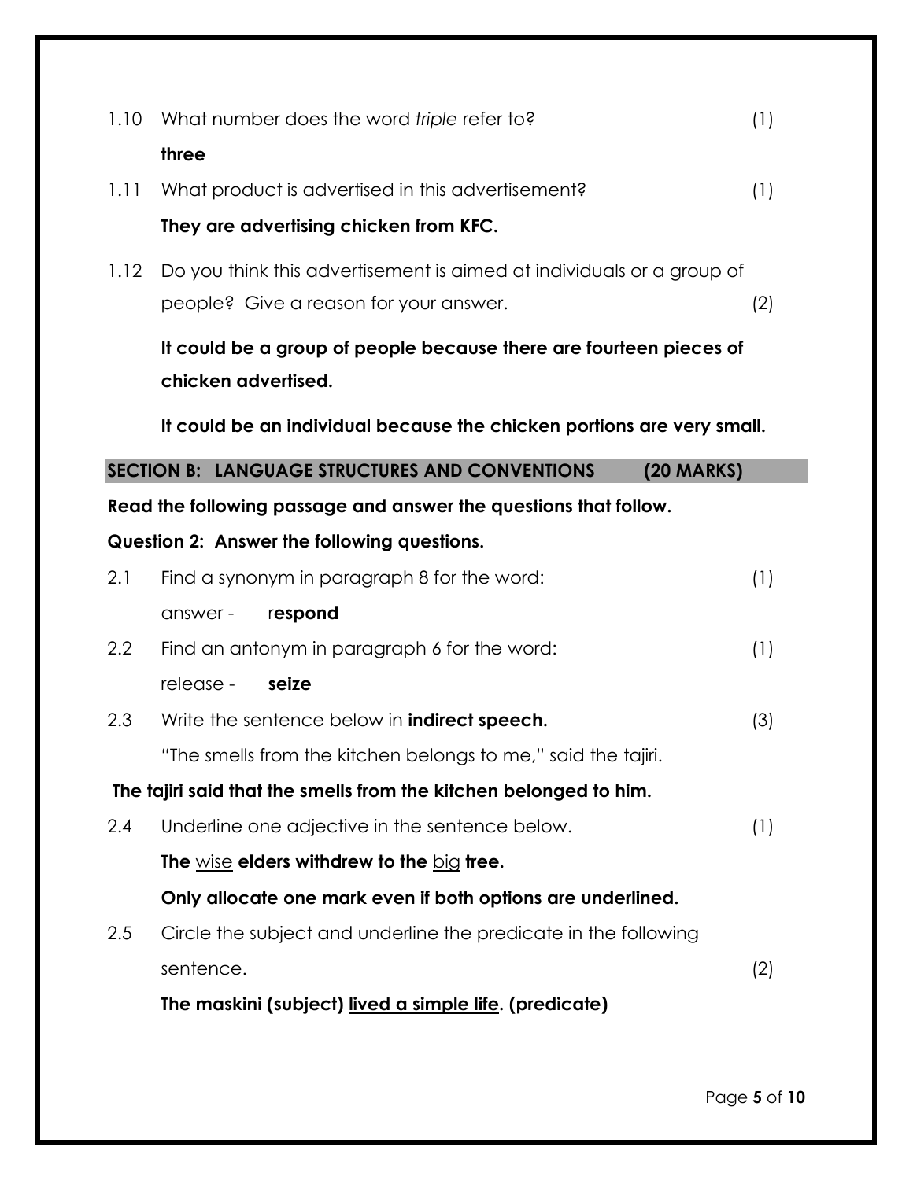1.10 What number does the word *triple* refer to? (1)

**three**

1.11 What product is advertised in this advertisement? (1)

**They are advertising chicken from KFC.**

1.12 Do you think this advertisement is aimed at individuals or a group of people? Give a reason for your answer. (2)

**It could be a group of people because there are fourteen pieces of chicken advertised.**

**It could be an individual because the chicken portions are very small.**

## SECTION B: LANGUAGE STRUCTURES AND CONVENTIONS (20 MARKS)

**Read the following passage and answer the questions that follow.**

**Question 2: Answer the following questions.**

2.1 Find a synonym in paragraph 8 for the word: (1)

answer - r**espond**

2.2 Find an antonym in paragraph 6 for the word: (1)

release - **seize**

2.3 Write the sentence below in **indirect speech.** (3)

"The smells from the kitchen belongs to me," said the tajiri.

**The tajiri said that the smells from the kitchen belonged to him.**

2.4 Underline one adjective in the sentence below. (1)

**The** <u>wise</u> **elders withdrew to the** <u>big</u> **tree.**

**Only allocate one mark even if both options are underlined.**

2.5 Circle the subject and underline the predicate in the following sentence. (2)

**The maskini (subject)** <u>**lived a simple life**</u>**. (predicate)**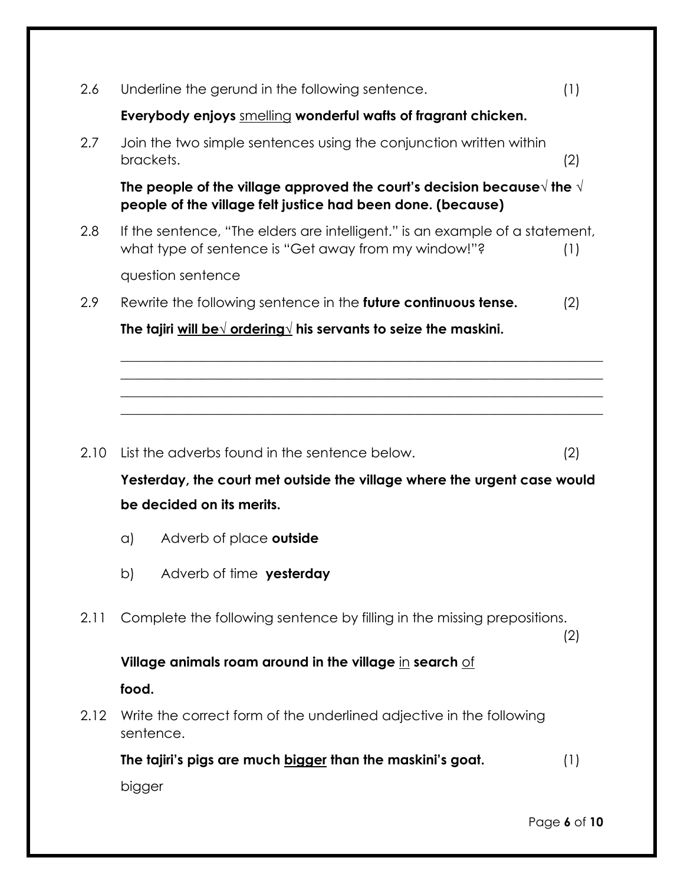2.6 Underline the gerund in the following sentence. (1)

**Everybody enjoys** <u>smelling</u> **wonderful wafts of fragrant chicken.**

2.7 Join the two simple sentences using the conjunction written within brackets. (2)

**The people of the village approved the court's decision because√ the √ people of the village felt justice had been done. (because)**

2.8 If the sentence, "The elders are intelligent." is an example of a statement, what type of sentence is "Get away from my window!"? (1)

question sentence

2.9 Rewrite the following sentence in the **future continuous tense.** (2)

**The tajiri <u>will be√ ordering√</u> his servants to seize the maskini.**

\_\_\_\_\_\_\_\_\_\_\_\_\_\_\_\_\_\_\_\_\_\_\_\_\_\_\_\_\_\_\_\_\_\_\_\_\_\_\_\_\_\_\_\_\_\_\_\_\_\_\_\_\_\_\_\_\_\_\_\_\_\_\_\_\_\_\_\_\_\_

\_\_\_\_\_\_\_\_\_\_\_\_\_\_\_\_\_\_\_\_\_\_\_\_\_\_\_\_\_\_\_\_\_\_\_\_\_\_\_\_\_\_\_\_\_\_\_\_\_\_\_\_\_\_\_\_\_\_\_\_\_\_\_\_\_\_\_\_\_\_

\_\_\_\_\_\_\_\_\_\_\_\_\_\_\_\_\_\_\_\_\_\_\_\_\_\_\_\_\_\_\_\_\_\_\_\_\_\_\_\_\_\_\_\_\_\_\_\_\_\_\_\_\_\_\_\_\_\_\_\_\_\_\_\_\_\_\_\_\_\_

\_\_\_\_\_\_\_\_\_\_\_\_\_\_\_\_\_\_\_\_\_\_\_\_\_\_\_\_\_\_\_\_\_\_\_\_\_\_\_\_\_\_\_\_\_\_\_\_\_\_\_\_\_\_\_\_\_\_\_\_\_\_\_\_\_\_\_\_\_\_

2.10 List the adverbs found in the sentence below. (2)

**Yesterday, the court met outside the village where the urgent case would be decided on its merits.**

a) Adverb of place **outside**

b) Adverb of time **yesterday**

2.11 Complete the following sentence by filling in the missing prepositions. (2)

**Village animals roam around in the village** <u>in</u> **search** <u>of</u> **food.**

2.12 Write the correct form of the underlined adjective in the following sentence.

**The tajiri's pigs are much <u>bigger</u> than the maskini's goat.** (1)

bigger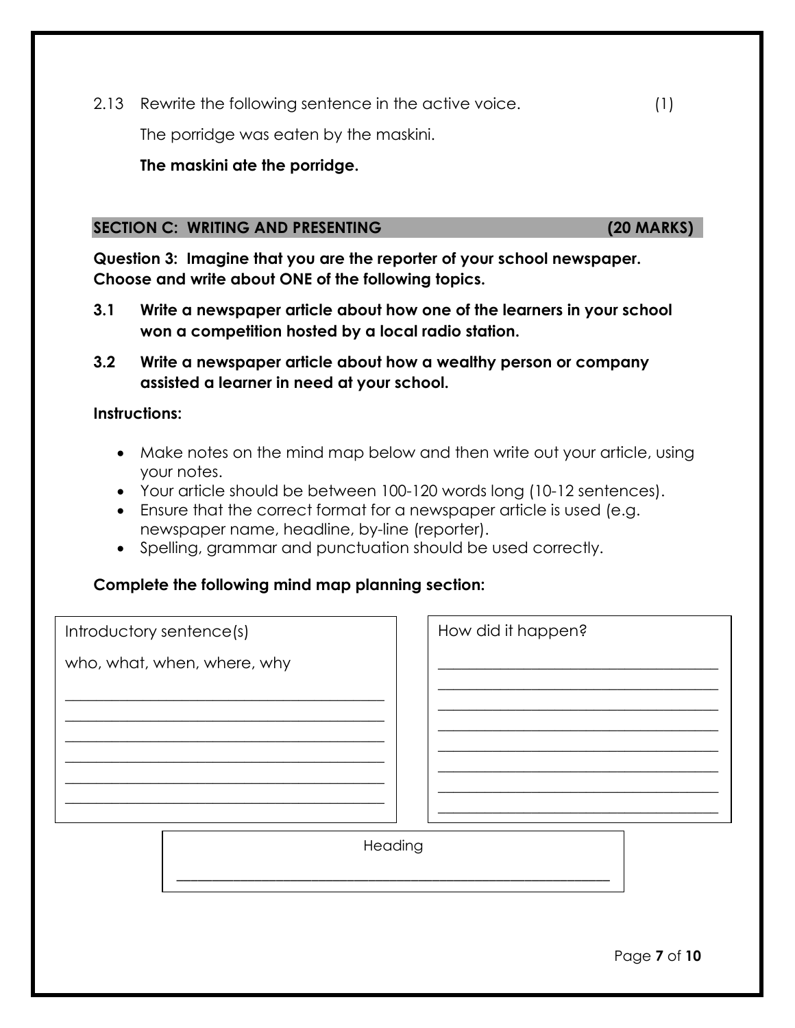2.13 Rewrite the following sentence in the active voice. (1)

The porridge was eaten by the maskini.

**The maskini ate the porridge.**

## SECTION C: WRITING AND PRESENTING (20 MARKS)

**Question 3: Imagine that you are the reporter of your school newspaper. Choose and write about ONE of the following topics.**

**3.1 Write a newspaper article about how one of the learners in your school won a competition hosted by a local radio station.**

**3.2 Write a newspaper article about how a wealthy person or company assisted a learner in need at your school.**

**Instructions:**

- Make notes on the mind map below and then write out your article, using your notes.
- Your article should be between 100-120 words long (10-12 sentences).
- Ensure that the correct format for a newspaper article is used (e.g. newspaper name, headline, by-line (reporter).
- Spelling, grammar and punctuation should be used correctly.

**Complete the following mind map planning section:**

Introductory sentence(s)

who, what, when, where, why

___________________________________________

___________________________________________

___________________________________________

___________________________________________

___________________________________________

___________________________________________

How did it happen?

______________________________________

______________________________________

______________________________________

______________________________________

______________________________________

______________________________________

______________________________________

______________________________________

Heading

_______________________________________________________________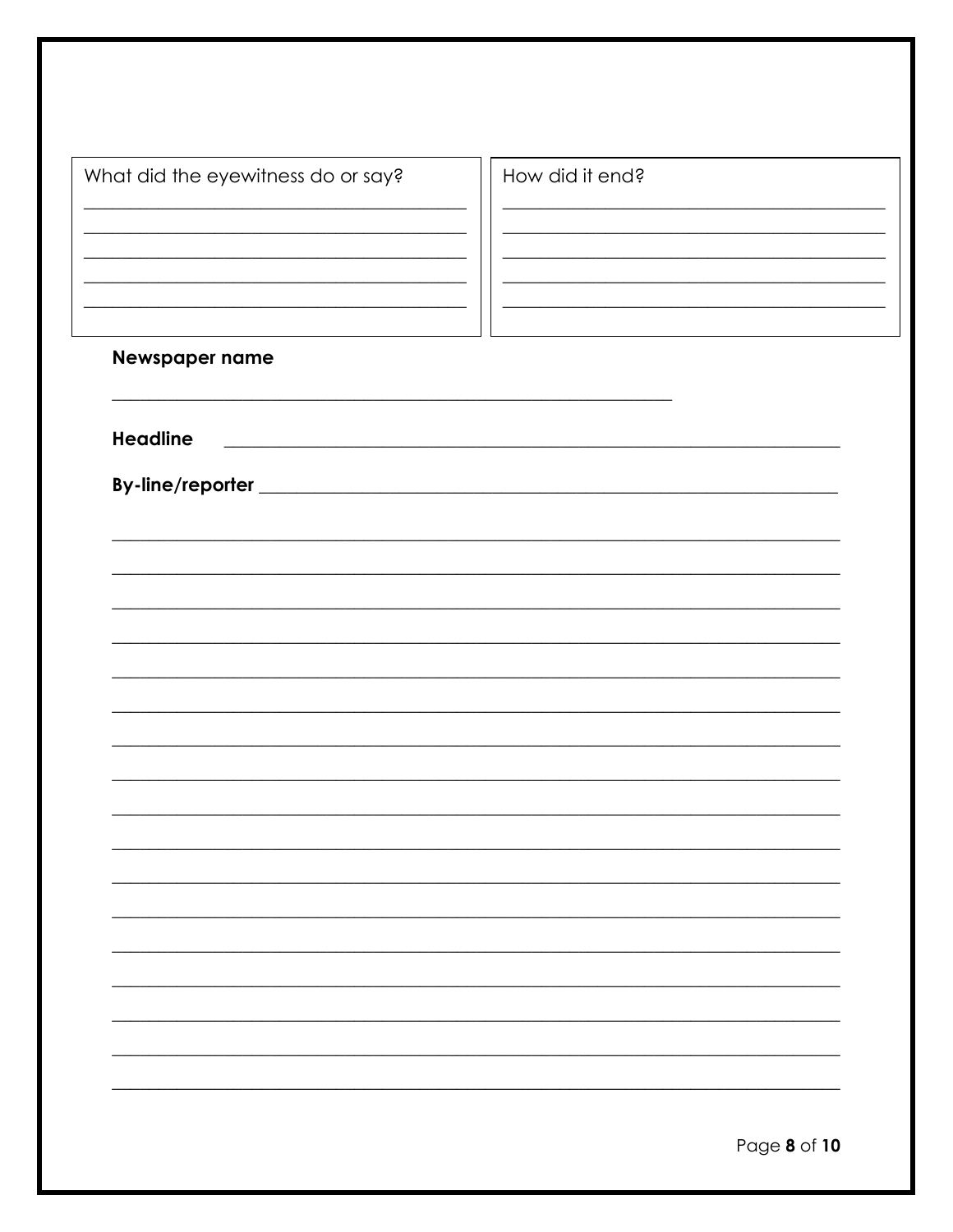| What did the eyewitness do or say? | How did it end? |
| --- | --- |
| ______________________________________ | ______________________________________ |
| ______________________________________ | ______________________________________ |
| ______________________________________ | ______________________________________ |
| ______________________________________ | ______________________________________ |
| ______________________________________ | ______________________________________ |

**Newspaper name**

______________________________________________________

**Headline** ______________________________________________________

**By-line/reporter** ______________________________________________________

______________________________________________________________________

______________________________________________________________________

______________________________________________________________________

______________________________________________________________________

______________________________________________________________________

______________________________________________________________________

______________________________________________________________________

______________________________________________________________________

______________________________________________________________________

______________________________________________________________________

______________________________________________________________________

______________________________________________________________________

______________________________________________________________________

______________________________________________________________________

______________________________________________________________________

______________________________________________________________________

______________________________________________________________________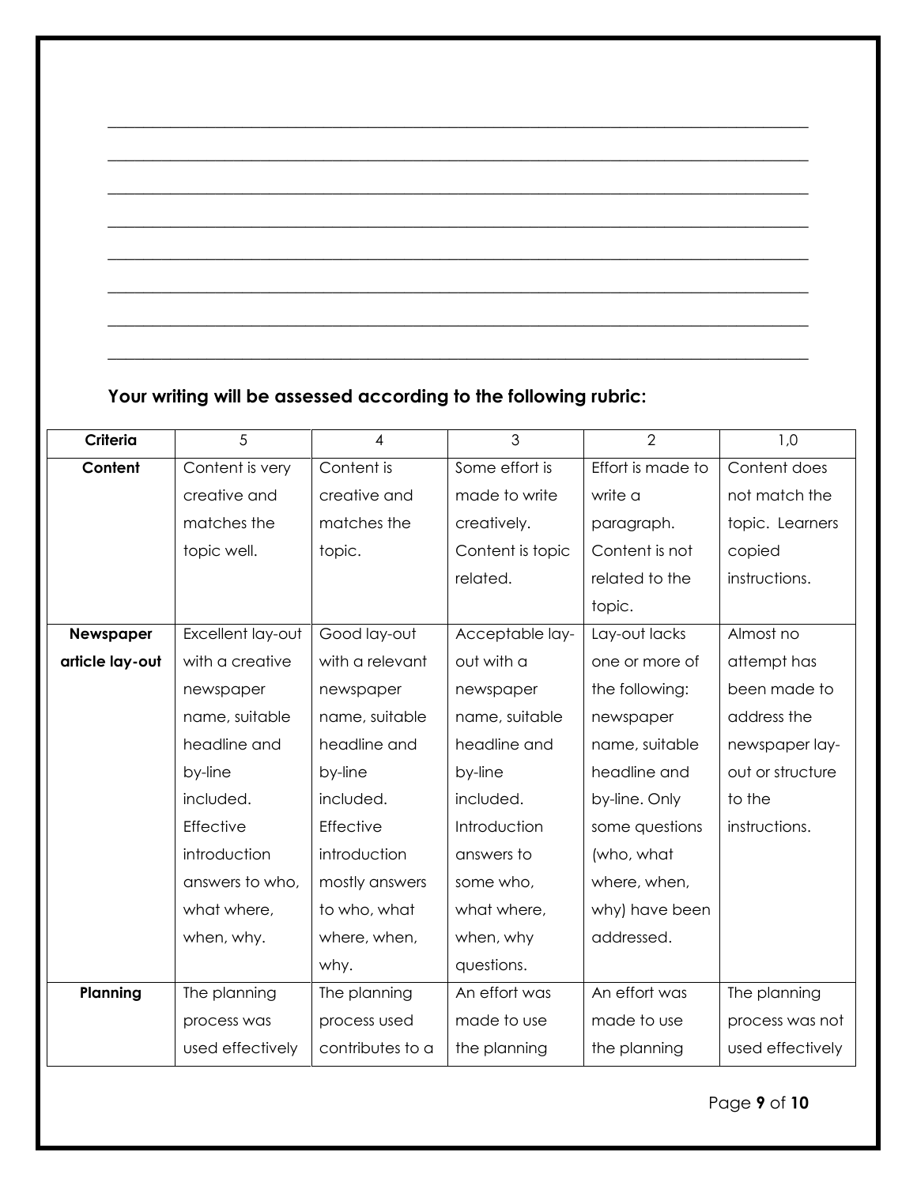\_\_\_\_\_\_\_\_\_\_\_\_\_\_\_\_\_\_\_\_\_\_\_\_\_\_\_\_\_\_\_\_\_\_\_\_\_\_\_\_\_\_\_\_\_\_\_\_\_\_\_\_\_\_\_\_\_\_\_\_\_\_\_\_\_\_\_\_\_\_\_\_\_\_\_\_

\_\_\_\_\_\_\_\_\_\_\_\_\_\_\_\_\_\_\_\_\_\_\_\_\_\_\_\_\_\_\_\_\_\_\_\_\_\_\_\_\_\_\_\_\_\_\_\_\_\_\_\_\_\_\_\_\_\_\_\_\_\_\_\_\_\_\_\_\_\_\_\_\_\_\_\_

\_\_\_\_\_\_\_\_\_\_\_\_\_\_\_\_\_\_\_\_\_\_\_\_\_\_\_\_\_\_\_\_\_\_\_\_\_\_\_\_\_\_\_\_\_\_\_\_\_\_\_\_\_\_\_\_\_\_\_\_\_\_\_\_\_\_\_\_\_\_\_\_\_\_\_\_

\_\_\_\_\_\_\_\_\_\_\_\_\_\_\_\_\_\_\_\_\_\_\_\_\_\_\_\_\_\_\_\_\_\_\_\_\_\_\_\_\_\_\_\_\_\_\_\_\_\_\_\_\_\_\_\_\_\_\_\_\_\_\_\_\_\_\_\_\_\_\_\_\_\_\_\_

\_\_\_\_\_\_\_\_\_\_\_\_\_\_\_\_\_\_\_\_\_\_\_\_\_\_\_\_\_\_\_\_\_\_\_\_\_\_\_\_\_\_\_\_\_\_\_\_\_\_\_\_\_\_\_\_\_\_\_\_\_\_\_\_\_\_\_\_\_\_\_\_\_\_\_\_

\_\_\_\_\_\_\_\_\_\_\_\_\_\_\_\_\_\_\_\_\_\_\_\_\_\_\_\_\_\_\_\_\_\_\_\_\_\_\_\_\_\_\_\_\_\_\_\_\_\_\_\_\_\_\_\_\_\_\_\_\_\_\_\_\_\_\_\_\_\_\_\_\_\_\_\_

\_\_\_\_\_\_\_\_\_\_\_\_\_\_\_\_\_\_\_\_\_\_\_\_\_\_\_\_\_\_\_\_\_\_\_\_\_\_\_\_\_\_\_\_\_\_\_\_\_\_\_\_\_\_\_\_\_\_\_\_\_\_\_\_\_\_\_\_\_\_\_\_\_\_\_\_

\_\_\_\_\_\_\_\_\_\_\_\_\_\_\_\_\_\_\_\_\_\_\_\_\_\_\_\_\_\_\_\_\_\_\_\_\_\_\_\_\_\_\_\_\_\_\_\_\_\_\_\_\_\_\_\_\_\_\_\_\_\_\_\_\_\_\_\_\_\_\_\_\_\_\_\_

**Your writing will be assessed according to the following rubric:**

| Criteria | 5 | 4 | 3 | 2 | 1,0 |
|---|---|---|---|---|---|
| **Content** | Content is very creative and matches the topic well. | Content is creative and matches the topic. | Some effort is made to write creatively. Content is topic related. | Effort is made to write a paragraph. Content is not related to the topic. | Content does not match the topic. Learners copied instructions. |
| **Newspaper article lay-out** | Excellent lay-out with a creative newspaper name, suitable headline and by-line included. Effective introduction answers to who, what where, when, why. | Good lay-out with a relevant newspaper name, suitable headline and by-line included. Effective introduction mostly answers to who, what where, when, why. | Acceptable lay-out with a newspaper name, suitable headline and by-line included. Introduction answers to some who, what where, when, why questions. | Lay-out lacks one or more of the following: newspaper name, suitable headline and by-line. Only some questions (who, what where, when, why) have been addressed. | Almost no attempt has been made to address the newspaper lay-out or structure to the instructions. |
| **Planning** | The planning process was used effectively | The planning process used contributes to a | An effort was made to use the planning | An effort was made to use the planning | The planning process was not used effectively |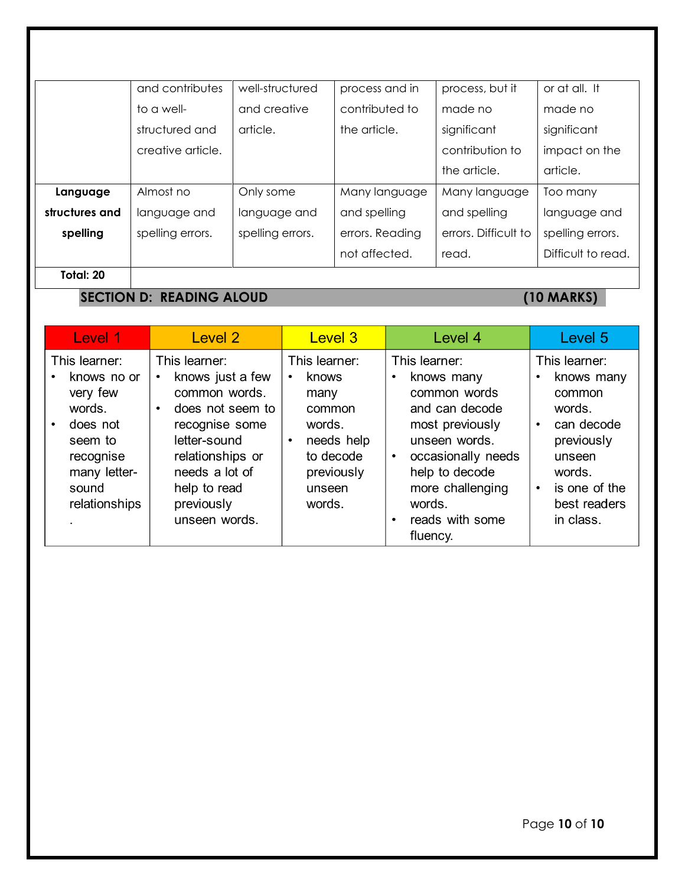| | | | | | |
|---|---|---|---|---|---|
| | and contributes to a well-structured and creative article. | well-structured and creative article. | process and in contributed to the article. | process, but it made no significant contribution to the article. | or at all. It made no significant impact on the article. |
| **Language structures and spelling** | Almost no language and spelling errors. | Only some language and spelling errors. | Many language and spelling errors. Reading not affected. | Many language and spelling errors. Difficult to read. | Too many language and spelling errors. Difficult to read. |
| **Total: 20** | | | | | |

## SECTION D: READING ALOUD (10 MARKS)

| Level 1 | Level 2 | Level 3 | Level 4 | Level 5 |
|---|---|---|---|---|
| This learner:<br>• knows no or very few words.<br>• does not seem to recognise many letter-sound relationships<br>. | This learner:<br>• knows just a few common words.<br>• does not seem to recognise some letter-sound relationships or needs a lot of help to read previously unseen words. | This learner:<br>• knows many common words.<br>• needs help to decode previously unseen words. | This learner:<br>• knows many common words and can decode most previously unseen words.<br>• occasionally needs help to decode more challenging words.<br>• reads with some fluency. | This learner:<br>• knows many common words.<br>• can decode previously unseen words.<br>• is one of the best readers in class. |